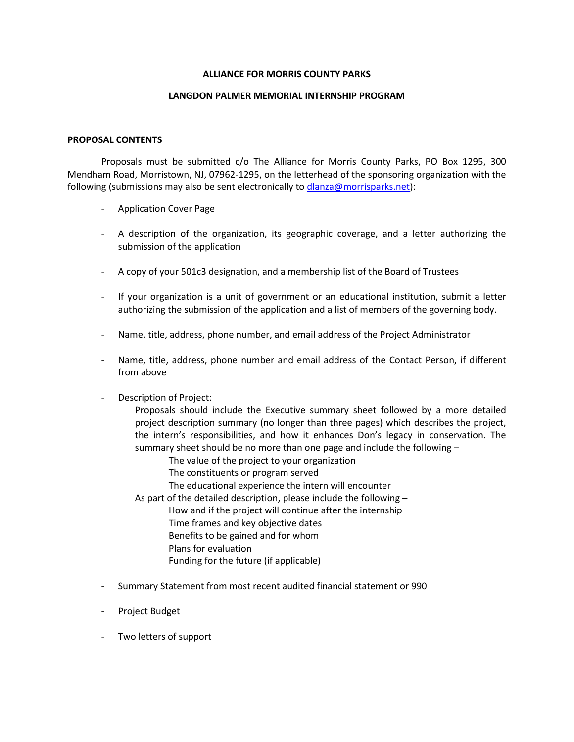**ALLIANCE FOR MORRIS COUNTY PARKS**

**LANGDON PALMER MEMORIAL INTERNSHIP PROGRAM**

**PROPOSAL CONTENTS**

Proposals must be submitted c/o The Alliance for Morris County Parks, PO Box 1295, 300 Mendham Road, Morristown, NJ, 07962-1295, on the letterhead of the sponsoring organization with the following (submissions may also be sent electronically to dlanza@morrisparks.net):

- Application Cover Page
- A description of the organization, its geographic coverage, and a letter authorizing the submission of the application
- A copy of your 501c3 designation, and a membership list of the Board of Trustees
- If your organization is a unit of government or an educational institution, submit a letter authorizing the submission of the application and a list of members of the governing body.
- Name, title, address, phone number, and email address of the Project Administrator
- Name, title, address, phone number and email address of the Contact Person, if different from above
- Description of Project:

  Proposals should include the Executive summary sheet followed by a more detailed project description summary (no longer than three pages) which describes the project, the intern's responsibilities, and how it enhances Don's legacy in conservation. The summary sheet should be no more than one page and include the following –

  - The value of the project to your organization
  - The constituents or program served
  - The educational experience the intern will encounter

  As part of the detailed description, please include the following –

  - How and if the project will continue after the internship
  - Time frames and key objective dates
  - Benefits to be gained and for whom
  - Plans for evaluation
  - Funding for the future (if applicable)

- Summary Statement from most recent audited financial statement or 990
- Project Budget
- Two letters of support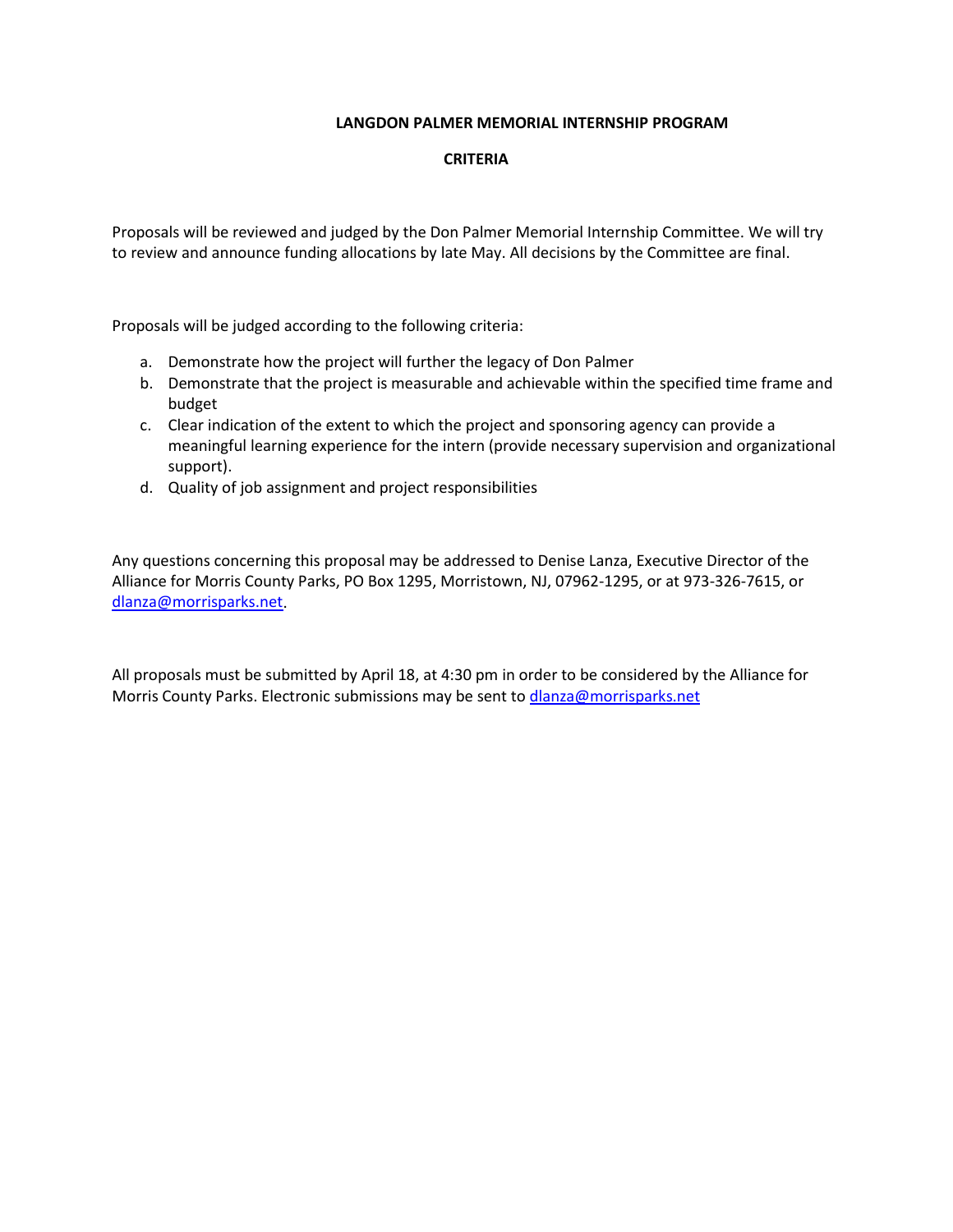# LANGDON PALMER MEMORIAL INTERNSHIP PROGRAM

## CRITERIA

Proposals will be reviewed and judged by the Don Palmer Memorial Internship Committee. We will try to review and announce funding allocations by late May. All decisions by the Committee are final.

Proposals will be judged according to the following criteria:

a. Demonstrate how the project will further the legacy of Don Palmer
b. Demonstrate that the project is measurable and achievable within the specified time frame and budget
c. Clear indication of the extent to which the project and sponsoring agency can provide a meaningful learning experience for the intern (provide necessary supervision and organizational support).
d. Quality of job assignment and project responsibilities

Any questions concerning this proposal may be addressed to Denise Lanza, Executive Director of the Alliance for Morris County Parks, PO Box 1295, Morristown, NJ, 07962-1295, or at 973-326-7615, or dlanza@morrisparks.net.

All proposals must be submitted by April 18, at 4:30 pm in order to be considered by the Alliance for Morris County Parks. Electronic submissions may be sent to dlanza@morrisparks.net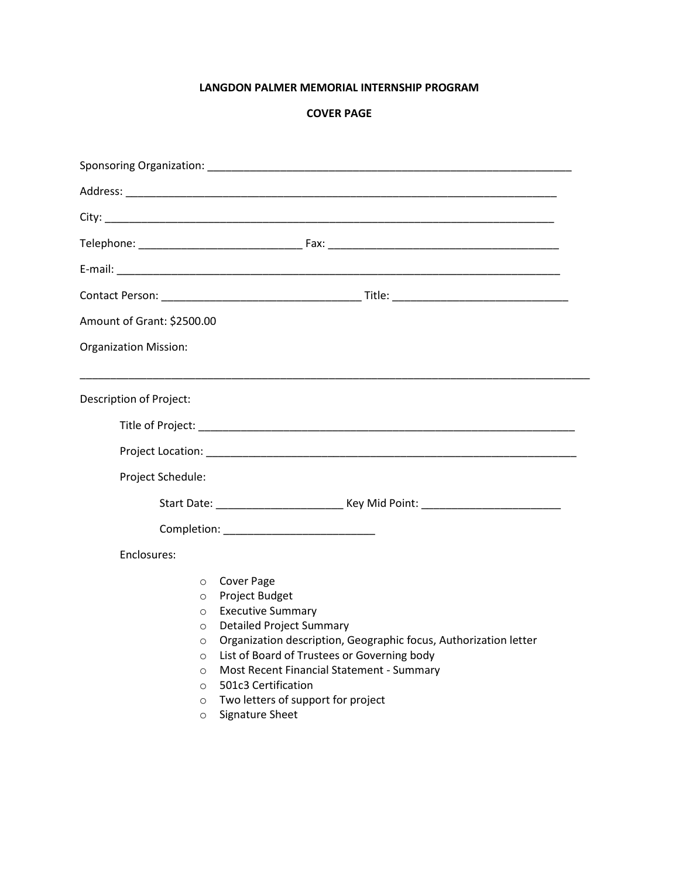**LANGDON PALMER MEMORIAL INTERNSHIP PROGRAM**

**COVER PAGE**

Sponsoring Organization: ____________________________________________________________

Address: __________________________________________________________________________

City: _____________________________________________________________________________

Telephone: ___________________________ Fax: _______________________________________

E-mail: ____________________________________________________________________________

Contact Person: _________________________________ Title: ____________________________

Amount of Grant: $2500.00

Organization Mission:

____________________________________________________________________________________

Description of Project:

Title of Project: ______________________________________________________________

Project Location: ______________________________________________________________

Project Schedule:

Start Date: ____________________ Key Mid Point: ______________________

Completion: ________________________

Enclosures:

- Cover Page
- Project Budget
- Executive Summary
- Detailed Project Summary
- Organization description, Geographic focus, Authorization letter
- List of Board of Trustees or Governing body
- Most Recent Financial Statement - Summary
- 501c3 Certification
- Two letters of support for project
- Signature Sheet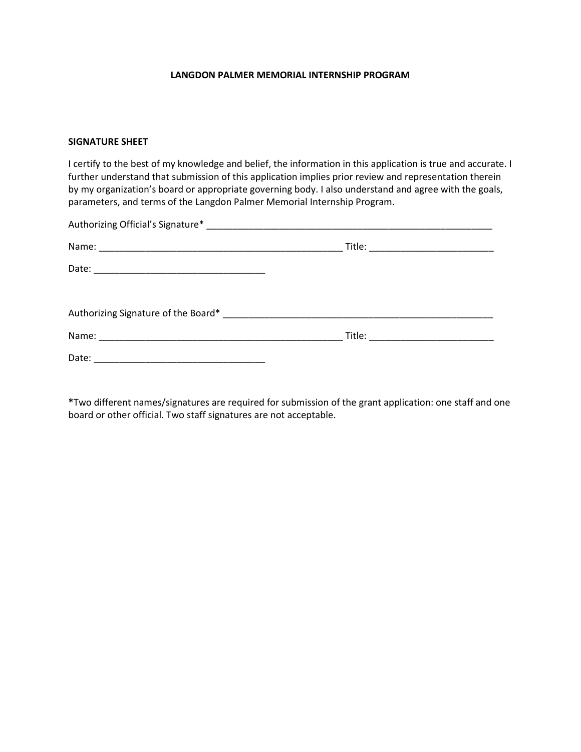**LANGDON PALMER MEMORIAL INTERNSHIP PROGRAM**

**SIGNATURE SHEET**

I certify to the best of my knowledge and belief, the information in this application is true and accurate. I further understand that submission of this application implies prior review and representation therein by my organization's board or appropriate governing body. I also understand and agree with the goals, parameters, and terms of the Langdon Palmer Memorial Internship Program.

Authorizing Official's Signature* ________________________________________________________

Name: ________________________________________________ Title: ________________________

Date: _________________________________

Authorizing Signature of the Board* _____________________________________________________

Name: ________________________________________________ Title: ________________________

Date: _________________________________

***Two different names/signatures are required for submission of the grant application: one staff and one board or other official. Two staff signatures are not acceptable.